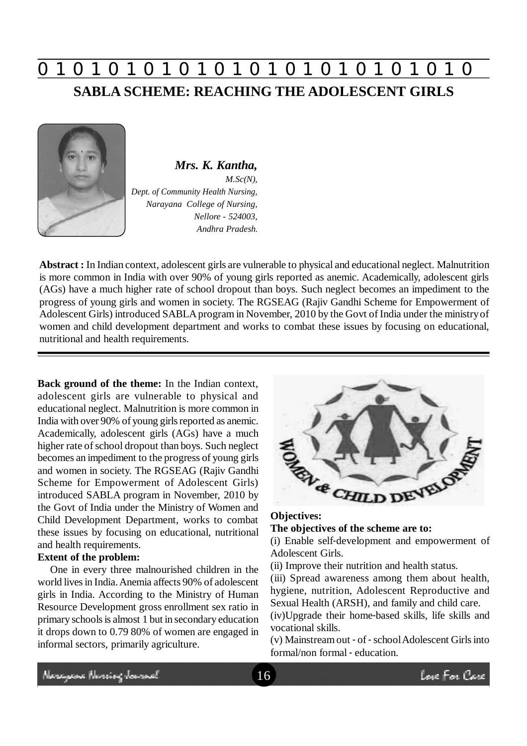# SABLA SCHEME: REACHING THE ADOLESCENT GIRLS

***Mrs. K. Kantha,***
*M.Sc(N),*
*Dept. of Community Health Nursing,*
*Narayana College of Nursing,*
*Nellore - 524003,*
*Andhra Pradesh.*

**Abstract :** In Indian context, adolescent girls are vulnerable to physical and educational neglect. Malnutrition is more common in India with over 90% of young girls reported as anemic. Academically, adolescent girls (AGs) have a much higher rate of school dropout than boys. Such neglect becomes an impediment to the progress of young girls and women in society. The RGSEAG (Rajiv Gandhi Scheme for Empowerment of Adolescent Girls) introduced SABLA program in November, 2010 by the Govt of India under the ministry of women and child development department and works to combat these issues by focusing on educational, nutritional and health requirements.

**Back ground of the theme:** In the Indian context, adolescent girls are vulnerable to physical and educational neglect. Malnutrition is more common in India with over 90% of young girls reported as anemic. Academically, adolescent girls (AGs) have a much higher rate of school dropout than boys. Such neglect becomes an impediment to the progress of young girls and women in society. The RGSEAG (Rajiv Gandhi Scheme for Empowerment of Adolescent Girls) introduced SABLA program in November, 2010 by the Govt of India under the Ministry of Women and Child Development Department, works to combat these issues by focusing on educational, nutritional and health requirements.

**Extent of the problem:**

One in every three malnourished children in the world lives in India. Anemia affects 90% of adolescent girls in India. According to the Ministry of Human Resource Development gross enrollment sex ratio in primary schools is almost 1 but in secondary education it drops down to 0.79 80% of women are engaged in informal sectors, primarily agriculture.

**Objectives:**

**The objectives of the scheme are to:**

(i) Enable self-development and empowerment of Adolescent Girls.

(ii) Improve their nutrition and health status.

(iii) Spread awareness among them about health, hygiene, nutrition, Adolescent Reproductive and Sexual Health (ARSH), and family and child care.

(iv)Upgrade their home-based skills, life skills and vocational skills.

(v) Mainstream out - of - school Adolescent Girls into formal/non formal - education.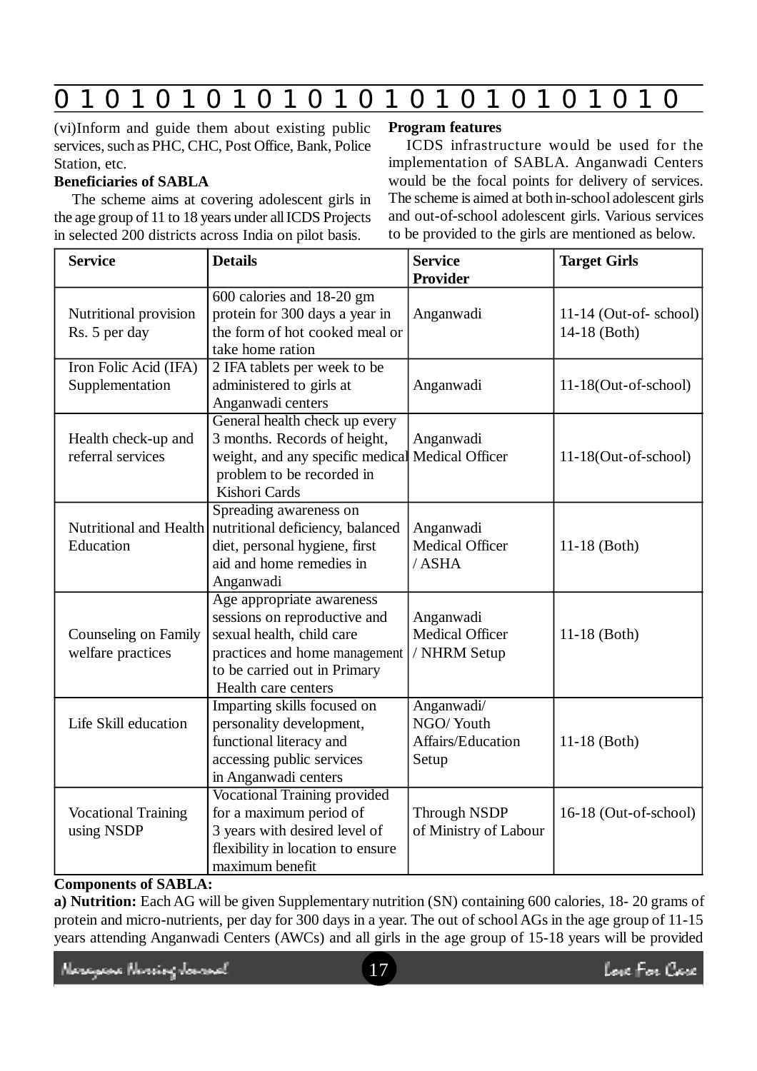(vi)Inform and guide them about existing public services, such as PHC, CHC, Post Office, Bank, Police Station, etc.

**Beneficiaries of SABLA**

The scheme aims at covering adolescent girls in the age group of 11 to 18 years under all ICDS Projects in selected 200 districts across India on pilot basis.

**Program features**

ICDS infrastructure would be used for the implementation of SABLA. Anganwadi Centers would be the focal points for delivery of services. The scheme is aimed at both in-school adolescent girls and out-of-school adolescent girls. Various services to be provided to the girls are mentioned as below.

| Service | Details | Service Provider | Target Girls |
|---|---|---|---|
| Nutritional provision Rs. 5 per day | 600 calories and 18-20 gm protein for 300 days a year in the form of hot cooked meal or take home ration | Anganwadi | 11-14 (Out-of- school) 14-18 (Both) |
| Iron Folic Acid (IFA) Supplementation | 2 IFA tablets per week to be administered to girls at Anganwadi centers | Anganwadi | 11-18(Out-of-school) |
| Health check-up and referral services | General health check up every 3 months. Records of height, weight, and any specific medical problem to be recorded in Kishori Cards | Anganwadi Medical Officer | 11-18(Out-of-school) |
| Nutritional and Health Education | Spreading awareness on nutritional deficiency, balanced diet, personal hygiene, first aid and home remedies in Anganwadi | Anganwadi Medical Officer / ASHA | 11-18 (Both) |
| Counseling on Family welfare practices | Age appropriate awareness sessions on reproductive and sexual health, child care practices and home management to be carried out in Primary Health care centers | Anganwadi Medical Officer / NHRM Setup | 11-18 (Both) |
| Life Skill education | Imparting skills focused on personality development, functional literacy and accessing public services in Anganwadi centers | Anganwadi/ NGO/ Youth Affairs/Education Setup | 11-18 (Both) |
| Vocational Training using NSDP | Vocational Training provided for a maximum period of 3 years with desired level of flexibility in location to ensure maximum benefit | Through NSDP of Ministry of Labour | 16-18 (Out-of-school) |

**Components of SABLA:**

**a) Nutrition:** Each AG will be given Supplementary nutrition (SN) containing 600 calories, 18- 20 grams of protein and micro-nutrients, per day for 300 days in a year. The out of school AGs in the age group of 11-15 years attending Anganwadi Centers (AWCs) and all girls in the age group of 15-18 years will be provided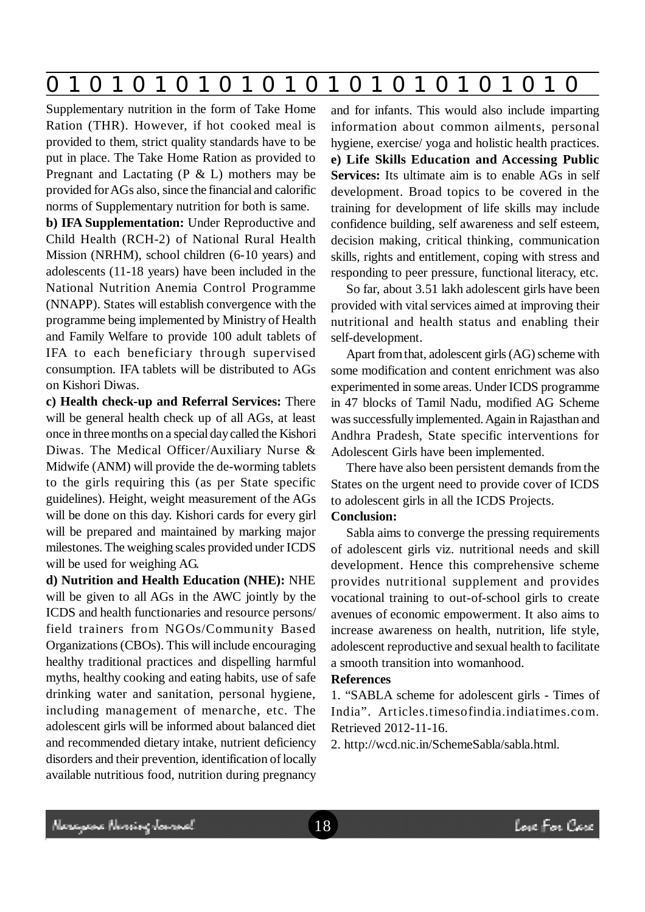Supplementary nutrition in the form of Take Home Ration (THR). However, if hot cooked meal is provided to them, strict quality standards have to be put in place. The Take Home Ration as provided to Pregnant and Lactating (P & L) mothers may be provided for AGs also, since the financial and calorific norms of Supplementary nutrition for both is same.

**b) IFA Supplementation:** Under Reproductive and Child Health (RCH-2) of National Rural Health Mission (NRHM), school children (6-10 years) and adolescents (11-18 years) have been included in the National Nutrition Anemia Control Programme (NNAPP). States will establish convergence with the programme being implemented by Ministry of Health and Family Welfare to provide 100 adult tablets of IFA to each beneficiary through supervised consumption. IFA tablets will be distributed to AGs on Kishori Diwas.

**c) Health check-up and Referral Services:** There will be general health check up of all AGs, at least once in three months on a special day called the Kishori Diwas. The Medical Officer/Auxiliary Nurse & Midwife (ANM) will provide the de-worming tablets to the girls requiring this (as per State specific guidelines). Height, weight measurement of the AGs will be done on this day. Kishori cards for every girl will be prepared and maintained by marking major milestones. The weighing scales provided under ICDS will be used for weighing AG.

**d) Nutrition and Health Education (NHE):** NHE will be given to all AGs in the AWC jointly by the ICDS and health functionaries and resource persons/ field trainers from NGOs/Community Based Organizations (CBOs). This will include encouraging healthy traditional practices and dispelling harmful myths, healthy cooking and eating habits, use of safe drinking water and sanitation, personal hygiene, including management of menarche, etc. The adolescent girls will be informed about balanced diet and recommended dietary intake, nutrient deficiency disorders and their prevention, identification of locally available nutritious food, nutrition during pregnancy and for infants. This would also include imparting information about common ailments, personal hygiene, exercise/ yoga and holistic health practices.

**e) Life Skills Education and Accessing Public Services:** Its ultimate aim is to enable AGs in self development. Broad topics to be covered in the training for development of life skills may include confidence building, self awareness and self esteem, decision making, critical thinking, communication skills, rights and entitlement, coping with stress and responding to peer pressure, functional literacy, etc.

So far, about 3.51 lakh adolescent girls have been provided with vital services aimed at improving their nutritional and health status and enabling their self-development.

Apart from that, adolescent girls (AG) scheme with some modification and content enrichment was also experimented in some areas. Under ICDS programme in 47 blocks of Tamil Nadu, modified AG Scheme was successfully implemented. Again in Rajasthan and Andhra Pradesh, State specific interventions for Adolescent Girls have been implemented.

There have also been persistent demands from the States on the urgent need to provide cover of ICDS to adolescent girls in all the ICDS Projects.

**Conclusion:**

Sabla aims to converge the pressing requirements of adolescent girls viz. nutritional needs and skill development. Hence this comprehensive scheme provides nutritional supplement and provides vocational training to out-of-school girls to create avenues of economic empowerment. It also aims to increase awareness on health, nutrition, life style, adolescent reproductive and sexual health to facilitate a smooth transition into womanhood.

**References**

1. "SABLA scheme for adolescent girls - Times of India". Articles.timesofindia.indiatimes.com. Retrieved 2012-11-16.
2. http://wcd.nic.in/SchemeSabla/sabla.html.